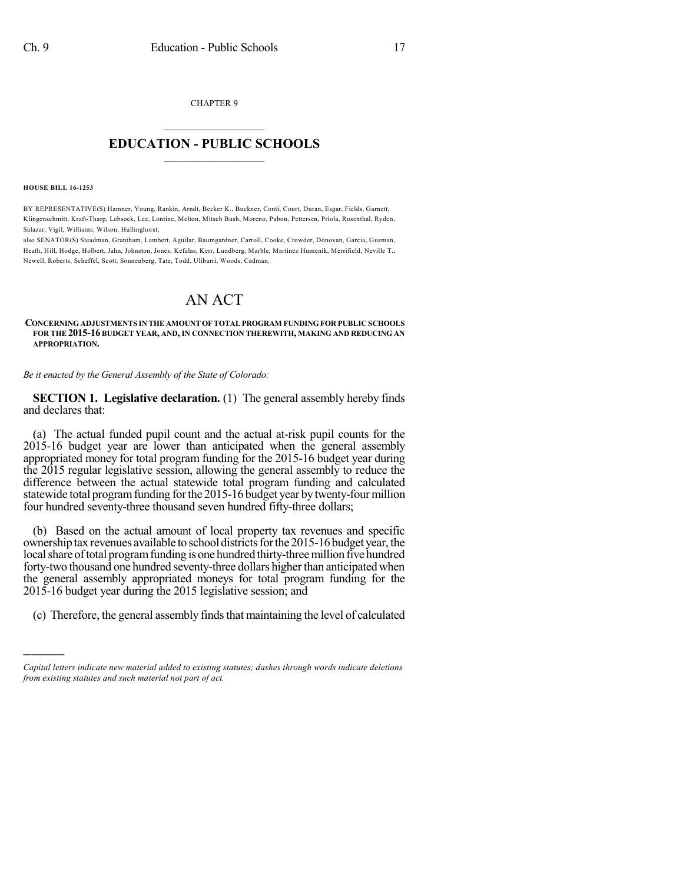CHAPTER 9

# EDUCATION - PUBLIC SCHOOLS

**HOUSE BILL 16-1253**

BY REPRESENTATIVE(S) Hamner, Young, Rankin, Arndt, Becker K., Buckner, Conti, Court, Duran, Esgar, Fields, Garnett, Klingenschmitt, Kraft-Tharp, Lebsock, Lee, Lontine, Melton, Mitsch Bush, Moreno, Pabon, Pettersen, Priola, Rosenthal, Ryden, Salazar, Vigil, Williams, Wilson, Hullinghorst;
also SENATOR(S) Steadman, Grantham, Lambert, Aguilar, Baumgardner, Carroll, Cooke, Crowder, Donovan, Garcia, Guzman, Heath, Hill, Hodge, Holbert, Jahn, Johnston, Jones, Kefalas, Kerr, Lundberg, Marble, Martinez Humenik, Merrifield, Neville T., Newell, Roberts, Scheffel, Scott, Sonnenberg, Tate, Todd, Ulibarri, Woods, Cadman.

# AN ACT

**CONCERNING ADJUSTMENTS IN THE AMOUNT OF TOTAL PROGRAM FUNDING FOR PUBLIC SCHOOLS FOR THE 2015-16 BUDGET YEAR, AND, IN CONNECTION THEREWITH, MAKING AND REDUCING AN APPROPRIATION.**

*Be it enacted by the General Assembly of the State of Colorado:*

**SECTION 1. Legislative declaration.** (1) The general assembly hereby finds and declares that:

(a) The actual funded pupil count and the actual at-risk pupil counts for the 2015-16 budget year are lower than anticipated when the general assembly appropriated money for total program funding for the 2015-16 budget year during the 2015 regular legislative session, allowing the general assembly to reduce the difference between the actual statewide total program funding and calculated statewide total program funding for the 2015-16 budget year by twenty-four million four hundred seventy-three thousand seven hundred fifty-three dollars;

(b) Based on the actual amount of local property tax revenues and specific ownership tax revenues available to school districts for the 2015-16 budget year, the local share of total program funding is one hundred thirty-three million five hundred forty-two thousand one hundred seventy-three dollars higher than anticipated when the general assembly appropriated moneys for total program funding for the 2015-16 budget year during the 2015 legislative session; and

(c) Therefore, the general assembly finds that maintaining the level of calculated

---

*Capital letters indicate new material added to existing statutes; dashes through words indicate deletions from existing statutes and such material not part of act.*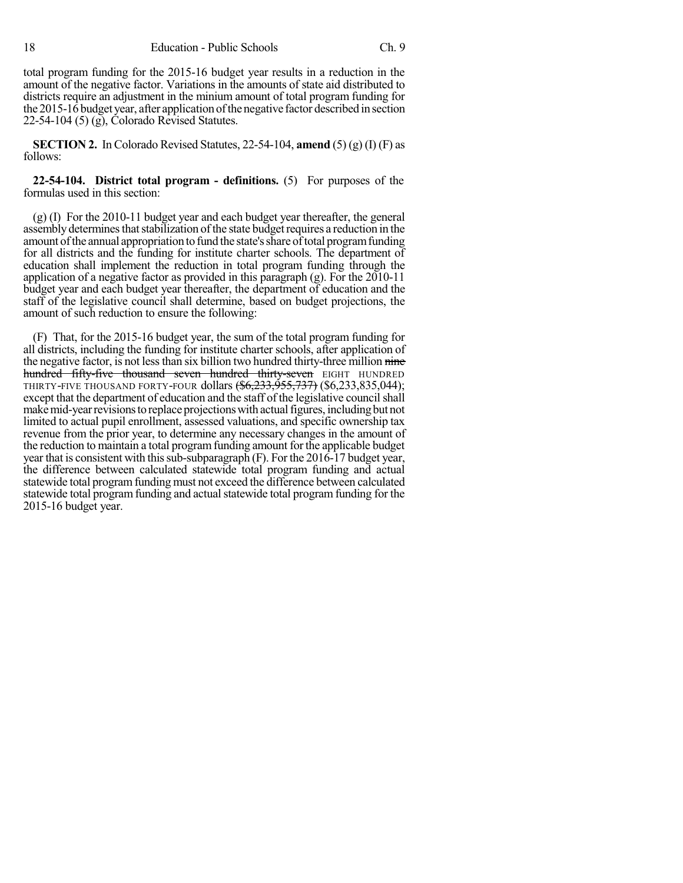total program funding for the 2015-16 budget year results in a reduction in the amount of the negative factor. Variations in the amounts of state aid distributed to districts require an adjustment in the minium amount of total program funding for the 2015-16 budget year, after application of the negative factor described in section 22-54-104 (5) (g), Colorado Revised Statutes.

**SECTION 2.** In Colorado Revised Statutes, 22-54-104, **amend** (5) (g) (I) (F) as follows:

**22-54-104. District total program - definitions.** (5) For purposes of the formulas used in this section:

(g) (I) For the 2010-11 budget year and each budget year thereafter, the general assembly determines that stabilization of the state budget requires a reduction in the amount of the annual appropriation to fund the state's share of total program funding for all districts and the funding for institute charter schools. The department of education shall implement the reduction in total program funding through the application of a negative factor as provided in this paragraph (g). For the 2010-11 budget year and each budget year thereafter, the department of education and the staff of the legislative council shall determine, based on budget projections, the amount of such reduction to ensure the following:

(F) That, for the 2015-16 budget year, the sum of the total program funding for all districts, including the funding for institute charter schools, after application of the negative factor, is not less than six billion two hundred thirty-three million ~~nine hundred fifty-five thousand seven hundred thirty-seven~~ EIGHT HUNDRED THIRTY-FIVE THOUSAND FORTY-FOUR dollars ~~($6,233,955,737)~~ ($6,233,835,044); except that the department of education and the staff of the legislative council shall make mid-year revisions to replace projections with actual figures, including but not limited to actual pupil enrollment, assessed valuations, and specific ownership tax revenue from the prior year, to determine any necessary changes in the amount of the reduction to maintain a total program funding amount for the applicable budget year that is consistent with this sub-subparagraph (F). For the 2016-17 budget year, the difference between calculated statewide total program funding and actual statewide total program funding must not exceed the difference between calculated statewide total program funding and actual statewide total program funding for the 2015-16 budget year.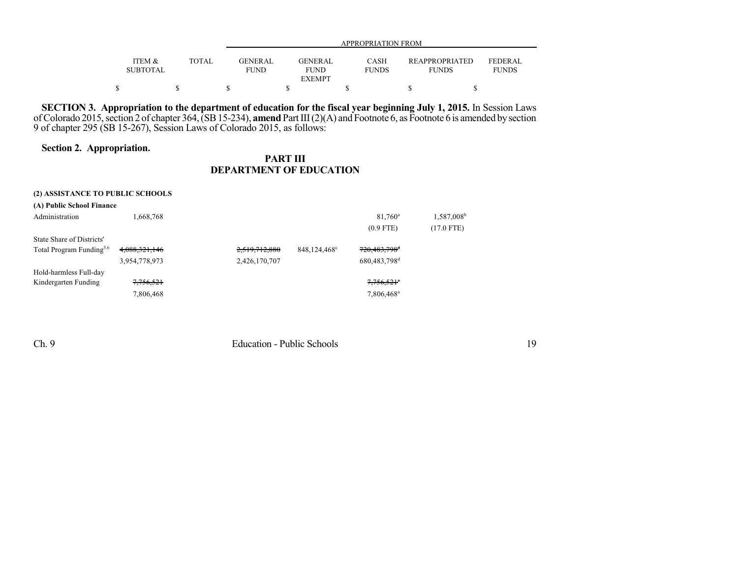| | ITEM & SUBTOTAL | TOTAL | APPROPRIATION FROM | | | | |
|---|---|---|---|---|---|---|---|
| | | | GENERAL FUND | GENERAL FUND EXEMPT | CASH FUNDS | REAPPROPRIATED FUNDS | FEDERAL FUNDS |
| | $ | $ | $ | $ | $ | $ | $ |

**SECTION 3. Appropriation to the department of education for the fiscal year beginning July 1, 2015.** In Session Laws of Colorado 2015, section 2 of chapter 364, (SB 15-234), **amend** Part III (2)(A) and Footnote 6, as Footnote 6 is amended by section 9 of chapter 295 (SB 15-267), Session Laws of Colorado 2015, as follows:

**Section 2. Appropriation.**

## PART III
## DEPARTMENT OF EDUCATION

**(2) ASSISTANCE TO PUBLIC SCHOOLS**

**(A) Public School Finance**

| | ITEM & SUBTOTAL | TOTAL | GENERAL FUND | GENERAL FUND EXEMPT | CASH FUNDS | REAPPROPRIATED FUNDS | FEDERAL FUNDS |
|---|---|---|---|---|---|---|---|
| Administration | 1,668,768 | | | | 81,760[a] | 1,587,008[b] | |
| | | | | | (0.9 FTE) | (17.0 FTE) | |
| State Share of Districts' Total Program Funding[5,6] | ~~4,088,321,146~~ | | ~~2,519,712,880~~ | 848,124,468[c] | ~~720,483,798~~[d] | | |
| | 3,954,778,973 | | 2,426,170,707 | | 680,483,798[d] | | |
| Hold-harmless Full-day Kindergarten Funding | ~~7,756,521~~ | | | | ~~7,756,521~~[a] | | |
| | 7,806,468 | | | | 7,806,468[a] | | |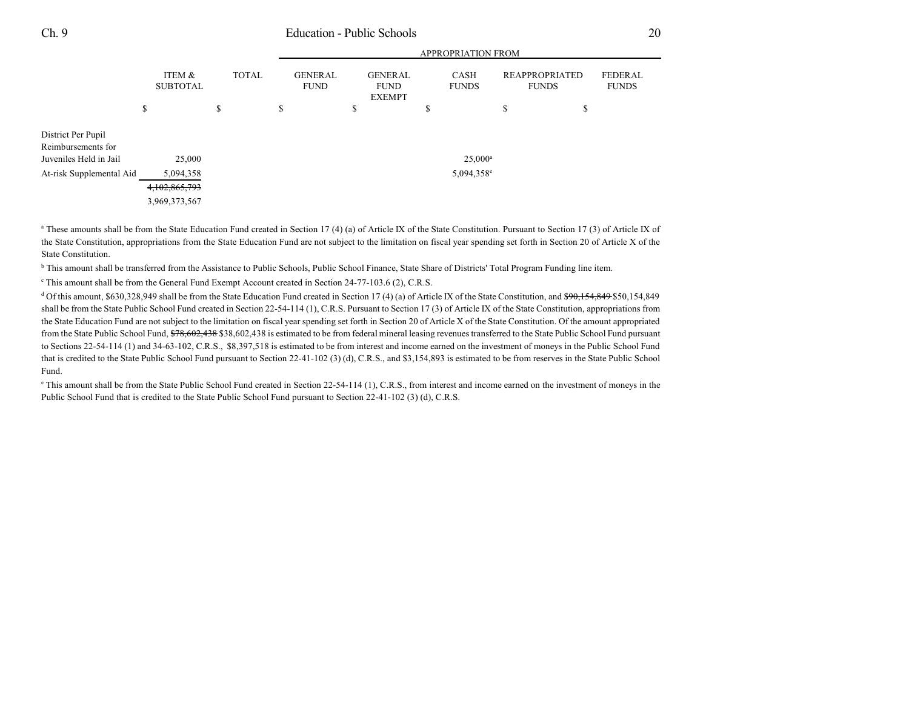| | ITEM & SUBTOTAL | TOTAL | APPROPRIATION FROM | | | | |
|---|---|---|---|---|---|---|---|
| | | | GENERAL FUND | GENERAL FUND EXEMPT | CASH FUNDS | REAPPROPRIATED FUNDS | FEDERAL FUNDS |
| | $ | $ | $ | $ | $ | $ | $ |
| District Per Pupil Reimbursements for Juveniles Held in Jail | 25,000 | | | | 25,000[a] | | |
| At-risk Supplemental Aid | 5,094,358 | | | | 5,094,358[e] | | |
| | ~~4,102,865,793~~ | | | | | | |
| | 3,969,373,567 | | | | | | |

[a] These amounts shall be from the State Education Fund created in Section 17 (4) (a) of Article IX of the State Constitution. Pursuant to Section 17 (3) of Article IX of the State Constitution, appropriations from the State Education Fund are not subject to the limitation on fiscal year spending set forth in Section 20 of Article X of the State Constitution.

[b] This amount shall be transferred from the Assistance to Public Schools, Public School Finance, State Share of Districts' Total Program Funding line item.

[c] This amount shall be from the General Fund Exempt Account created in Section 24-77-103.6 (2), C.R.S.

[d] Of this amount, $630,328,949 shall be from the State Education Fund created in Section 17 (4) (a) of Article IX of the State Constitution, and ~~$90,154,849~~ $50,154,849 shall be from the State Public School Fund created in Section 22-54-114 (1), C.R.S. Pursuant to Section 17 (3) of Article IX of the State Constitution, appropriations from the State Education Fund are not subject to the limitation on fiscal year spending set forth in Section 20 of Article X of the State Constitution. Of the amount appropriated from the State Public School Fund, ~~$78,602,438~~ $38,602,438 is estimated to be from federal mineral leasing revenues transferred to the State Public School Fund pursuant to Sections 22-54-114 (1) and 34-63-102, C.R.S., $8,397,518 is estimated to be from interest and income earned on the investment of moneys in the Public School Fund that is credited to the State Public School Fund pursuant to Section 22-41-102 (3) (d), C.R.S., and $3,154,893 is estimated to be from reserves in the State Public School Fund.

[e] This amount shall be from the State Public School Fund created in Section 22-54-114 (1), C.R.S., from interest and income earned on the investment of moneys in the Public School Fund that is credited to the State Public School Fund pursuant to Section 22-41-102 (3) (d), C.R.S.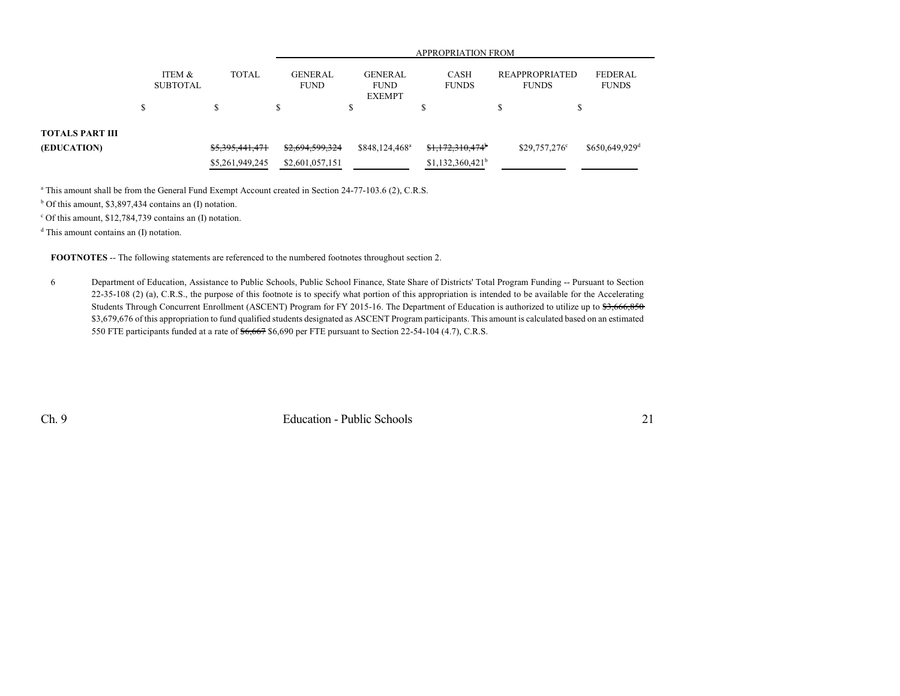| | ITEM & SUBTOTAL | TOTAL | APPROPRIATION FROM GENERAL FUND | GENERAL FUND EXEMPT | CASH FUNDS | REAPPROPRIATED FUNDS | FEDERAL FUNDS |
|---|---|---|---|---|---|---|---|
| | $ | $ | $ | $ | $ | $ | $ |
| **TOTALS PART III (EDUCATION)** | | ~~$5,395,441,471~~ | ~~$2,694,599,324~~ | $848,124,468[a] | ~~$1,172,310,474[b]~~ | $29,757,276[c] | $650,649,929[d] |
| | | $5,261,949,245 | $2,601,057,151 | | $1,132,360,421[b] | | |

[a] This amount shall be from the General Fund Exempt Account created in Section 24-77-103.6 (2), C.R.S.

[b] Of this amount, $3,897,434 contains an (I) notation.

[c] Of this amount, $12,784,739 contains an (I) notation.

[d] This amount contains an (I) notation.

**FOOTNOTES** -- The following statements are referenced to the numbered footnotes throughout section 2.

6 Department of Education, Assistance to Public Schools, Public School Finance, State Share of Districts' Total Program Funding -- Pursuant to Section 22-35-108 (2) (a), C.R.S., the purpose of this footnote is to specify what portion of this appropriation is intended to be available for the Accelerating Students Through Concurrent Enrollment (ASCENT) Program for FY 2015-16. The Department of Education is authorized to utilize up to ~~$3,666,850~~ $3,679,676 of this appropriation to fund qualified students designated as ASCENT Program participants. This amount is calculated based on an estimated 550 FTE participants funded at a rate of ~~$6,667~~ $6,690 per FTE pursuant to Section 22-54-104 (4.7), C.R.S.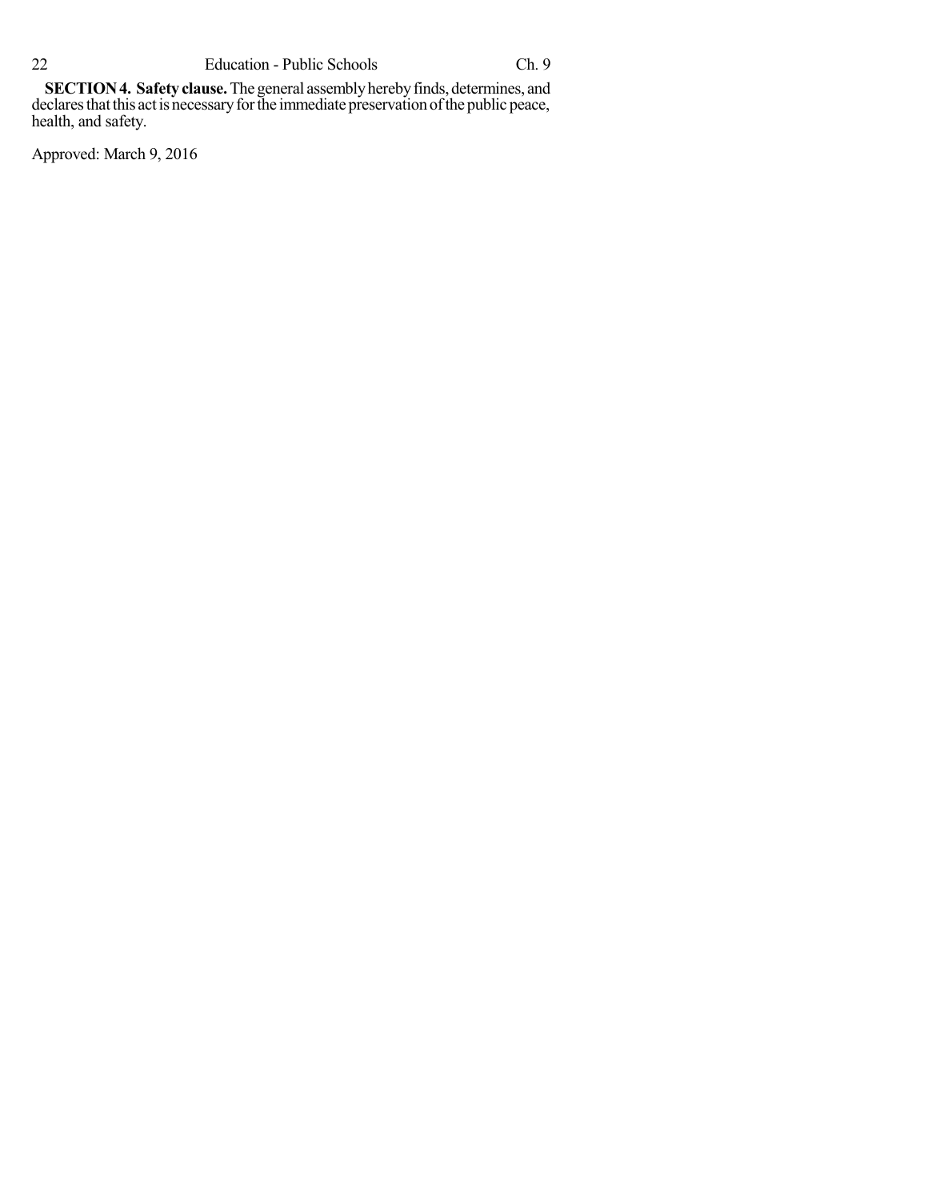**SECTION 4. Safety clause.** The general assembly hereby finds, determines, and declares that this act is necessary for the immediate preservation of the public peace, health, and safety.

Approved: March 9, 2016